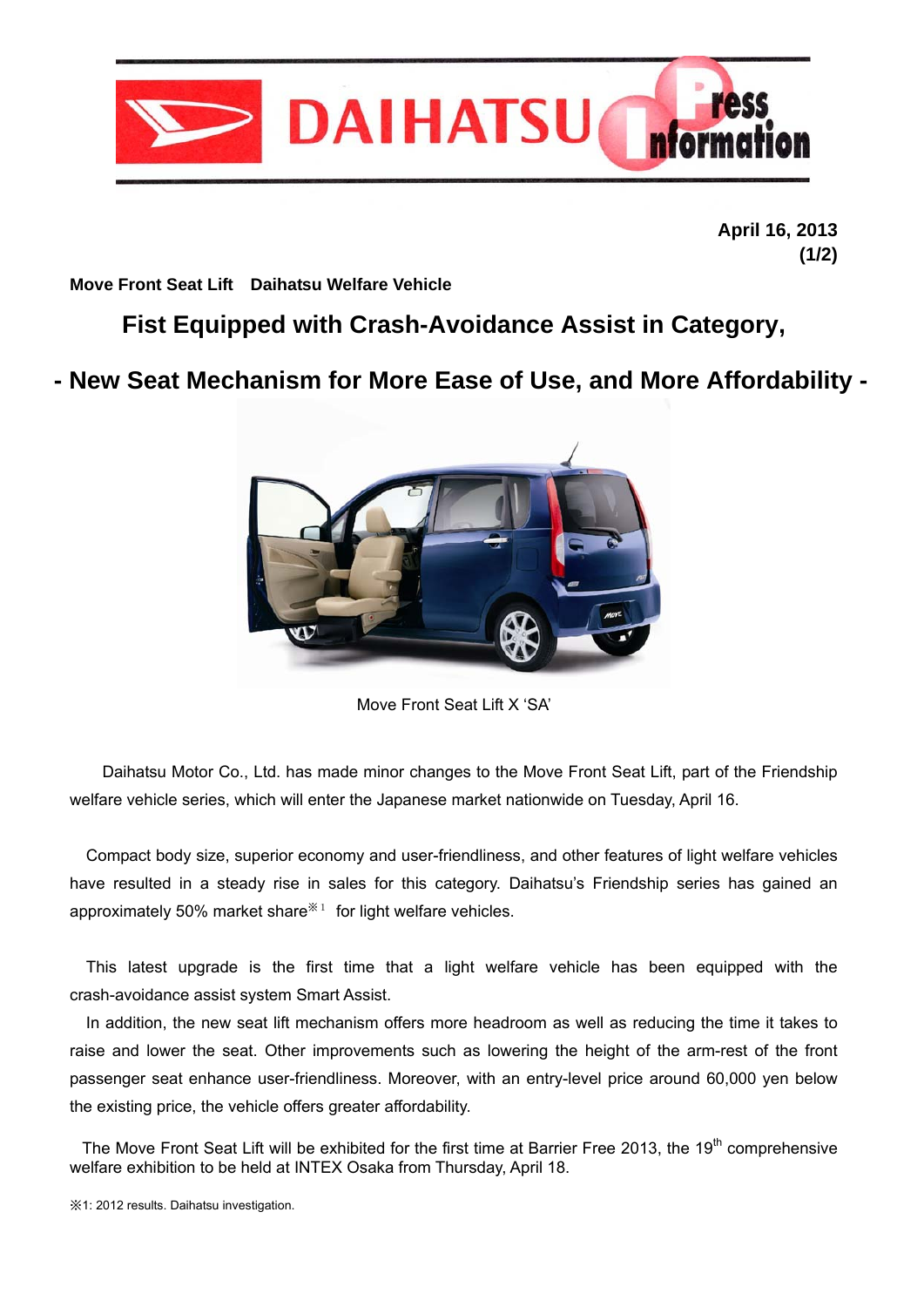April 16, 2013

**Move Front Seat Lift　Daihatsu Welfare Vehicle**

# Fist Equipped with Crash-Avoidance Assist in Category,

## - New Seat Mechanism for More Ease of Use, and More Affordability -

Move Front Seat Lift X ‘SA’

Daihatsu Motor Co., Ltd. has made minor changes to the Move Front Seat Lift, part of the Friendship welfare vehicle series, which will enter the Japanese market nationwide on Tuesday, April 16.

Compact body size, superior economy and user-friendliness, and other features of light welfare vehicles have resulted in a steady rise in sales for this category. Daihatsu’s Friendship series has gained an approximately 50% market share※1 for light welfare vehicles.

This latest upgrade is the first time that a light welfare vehicle has been equipped with the crash-avoidance assist system Smart Assist.

In addition, the new seat lift mechanism offers more headroom as well as reducing the time it takes to raise and lower the seat. Other improvements such as lowering the height of the arm-rest of the front passenger seat enhance user-friendliness. Moreover, with an entry-level price around 60,000 yen below the existing price, the vehicle offers greater affordability.

The Move Front Seat Lift will be exhibited for the first time at Barrier Free 2013, the 19th comprehensive welfare exhibition to be held at INTEX Osaka from Thursday, April 18.

※1: 2012 results. Daihatsu investigation.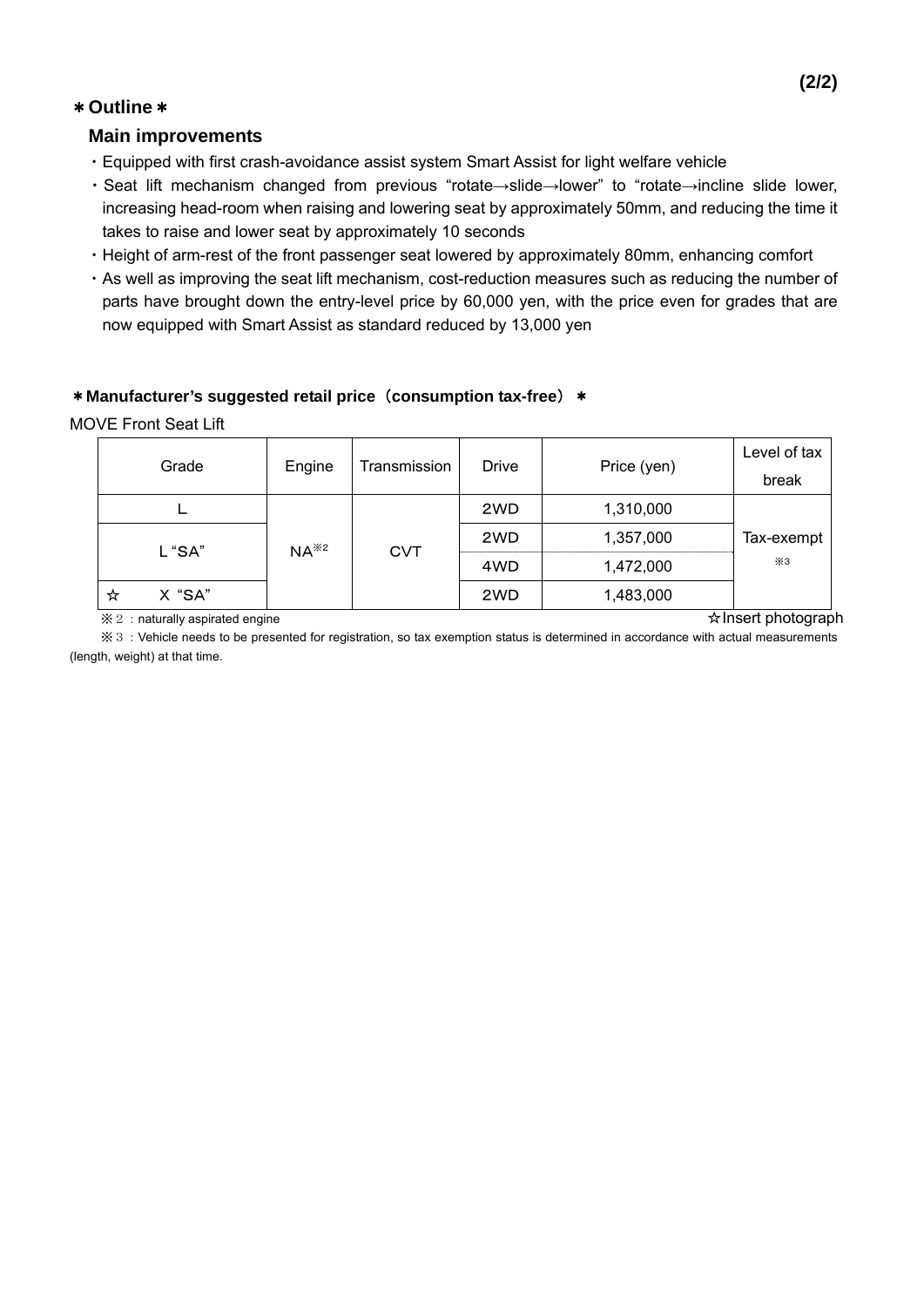## ＊Outline＊

### Main improvements

- Equipped with first crash-avoidance assist system Smart Assist for light welfare vehicle
- Seat lift mechanism changed from previous “rotate→slide→lower” to “rotate→incline slide lower, increasing head-room when raising and lowering seat by approximately 50mm, and reducing the time it takes to raise and lower seat by approximately 10 seconds
- Height of arm-rest of the front passenger seat lowered by approximately 80mm, enhancing comfort
- As well as improving the seat lift mechanism, cost-reduction measures such as reducing the number of parts have brought down the entry-level price by 60,000 yen, with the price even for grades that are now equipped with Smart Assist as standard reduced by 13,000 yen

### ＊Manufacturer’s suggested retail price（consumption tax-free）＊

MOVE Front Seat Lift

| Grade | Engine | Transmission | Drive | Price (yen) | Level of tax break |
|---|---|---|---|---|---|
| L | NA※2 | CVT | 2WD | 1,310,000 | Tax-exempt ※3 |
| L “SA” | | | 2WD | 1,357,000 | |
| | | | 4WD | 1,472,000 | |
| ☆ X “SA” | | | 2WD | 1,483,000 | |

※２：naturally aspirated engine

☆Insert photograph

※３：Vehicle needs to be presented for registration, so tax exemption status is determined in accordance with actual measurements (length, weight) at that time.